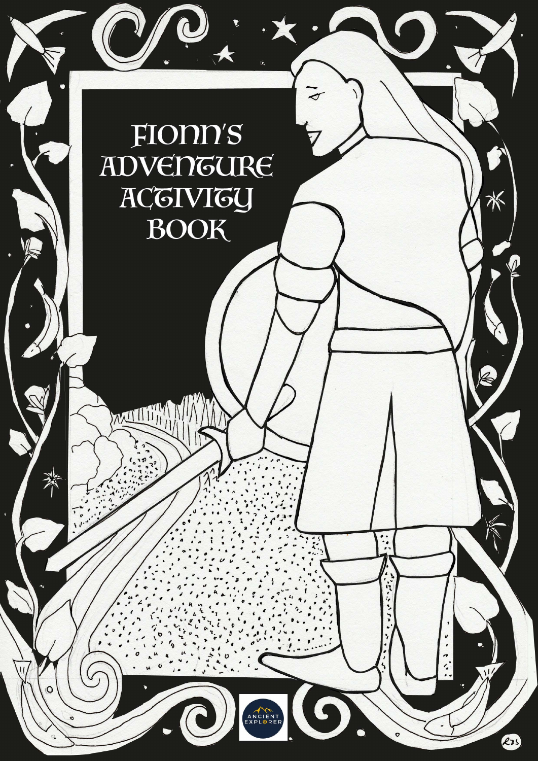# Fionn's Adventure Activity Book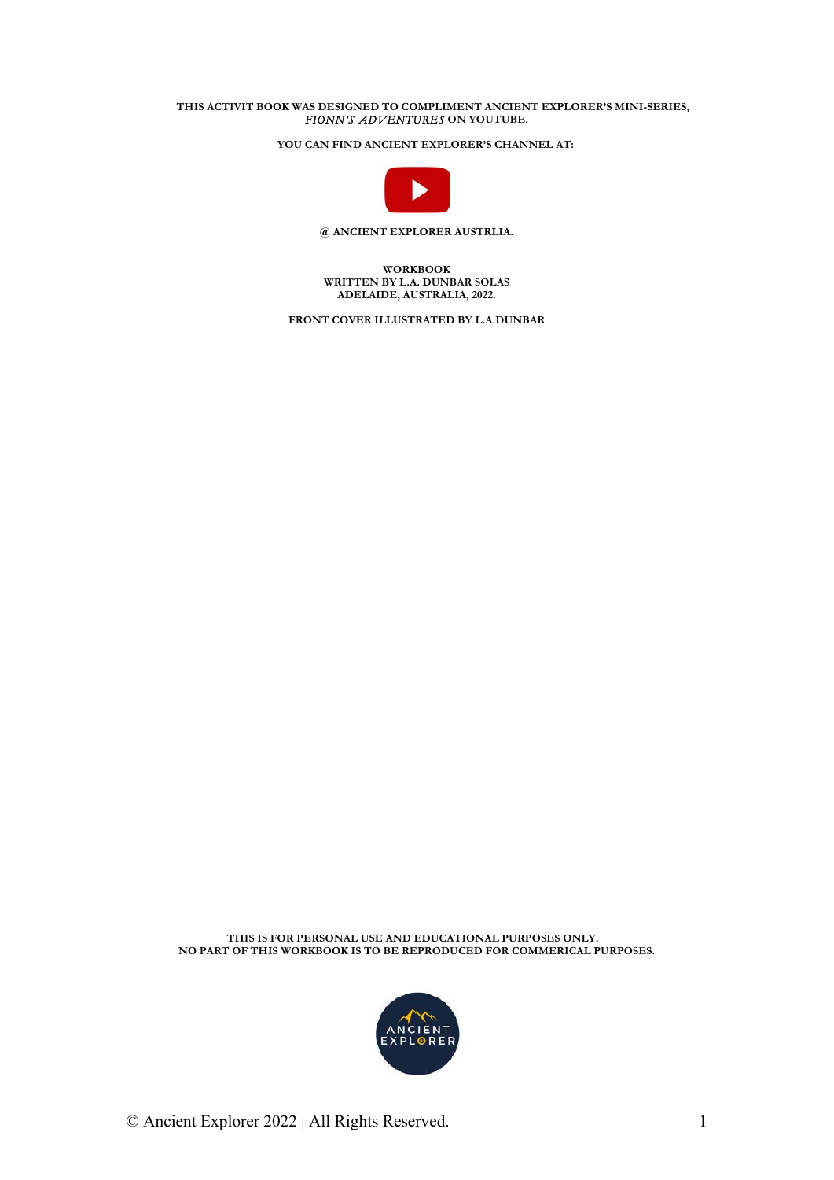**THIS ACTIVIT BOOK WAS DESIGNED TO COMPLIMENT ANCIENT EXPLORER'S MINI-SERIES, *FIONN'S ADVENTURES* ON YOUTUBE.**

**YOU CAN FIND ANCIENT EXPLORER'S CHANNEL AT:**

**@ ANCIENT EXPLORER AUSTRLIA.**

**WORKBOOK**
**WRITTEN BY L.A. DUNBAR SOLAS**
**ADELAIDE, AUSTRALIA, 2022.**

**FRONT COVER ILLUSTRATED BY L.A.DUNBAR**

**THIS IS FOR PERSONAL USE AND EDUCATIONAL PURPOSES ONLY.**
**NO PART OF THIS WORKBOOK IS TO BE REPRODUCED FOR COMMERICAL PURPOSES.**

ANCIENT EXPLORER

© Ancient Explorer 2022 | All Rights Reserved.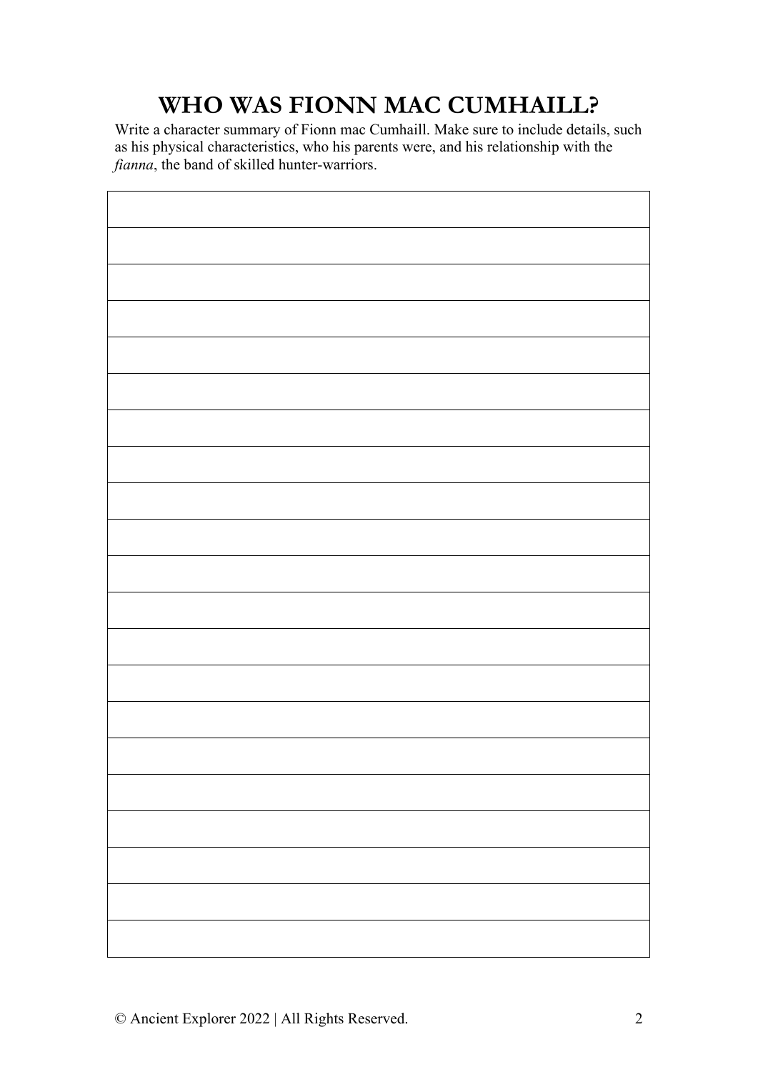# WHO WAS FIONN MAC CUMHAILL?

Write a character summary of Fionn mac Cumhaill. Make sure to include details, such as his physical characteristics, who his parents were, and his relationship with the *fianna*, the band of skilled hunter-warriors.

© Ancient Explorer 2022 | All Rights Reserved.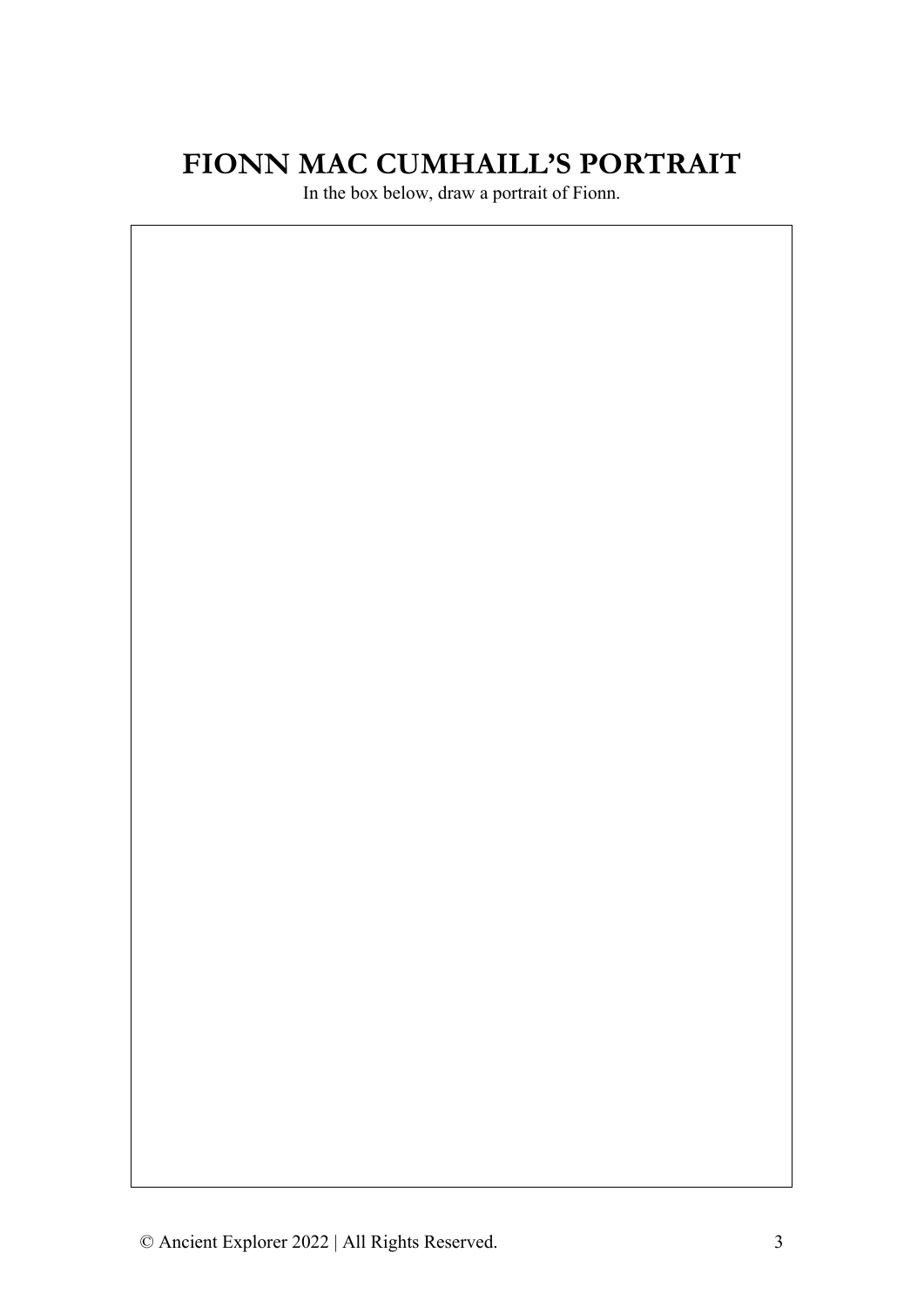# FIONN MAC CUMHAILL'S PORTRAIT

In the box below, draw a portrait of Fionn.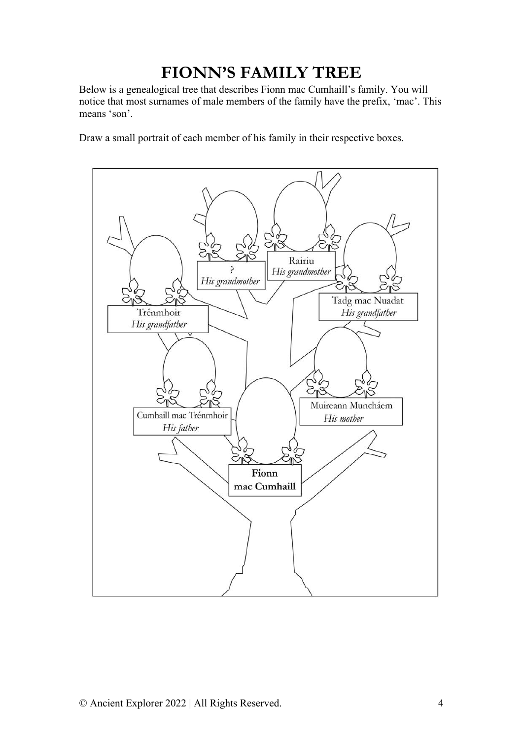# FIONN'S FAMILY TREE

Below is a genealogical tree that describes Fionn mac Cumhaill's family. You will notice that most surnames of male members of the family have the prefix, 'mac'. This means 'son'.

Draw a small portrait of each member of his family in their respective boxes.

?
*His grandmother*

Rairiu
*His grandmother*

Trénmhoir
*His grandfather*

Tadg mac Nuadat
*His grandfather*

Cumhaill mac Trénmhoir
*His father*

Muireann Muncháem
*His mother*

**Fionn**
**mac Cumhaill**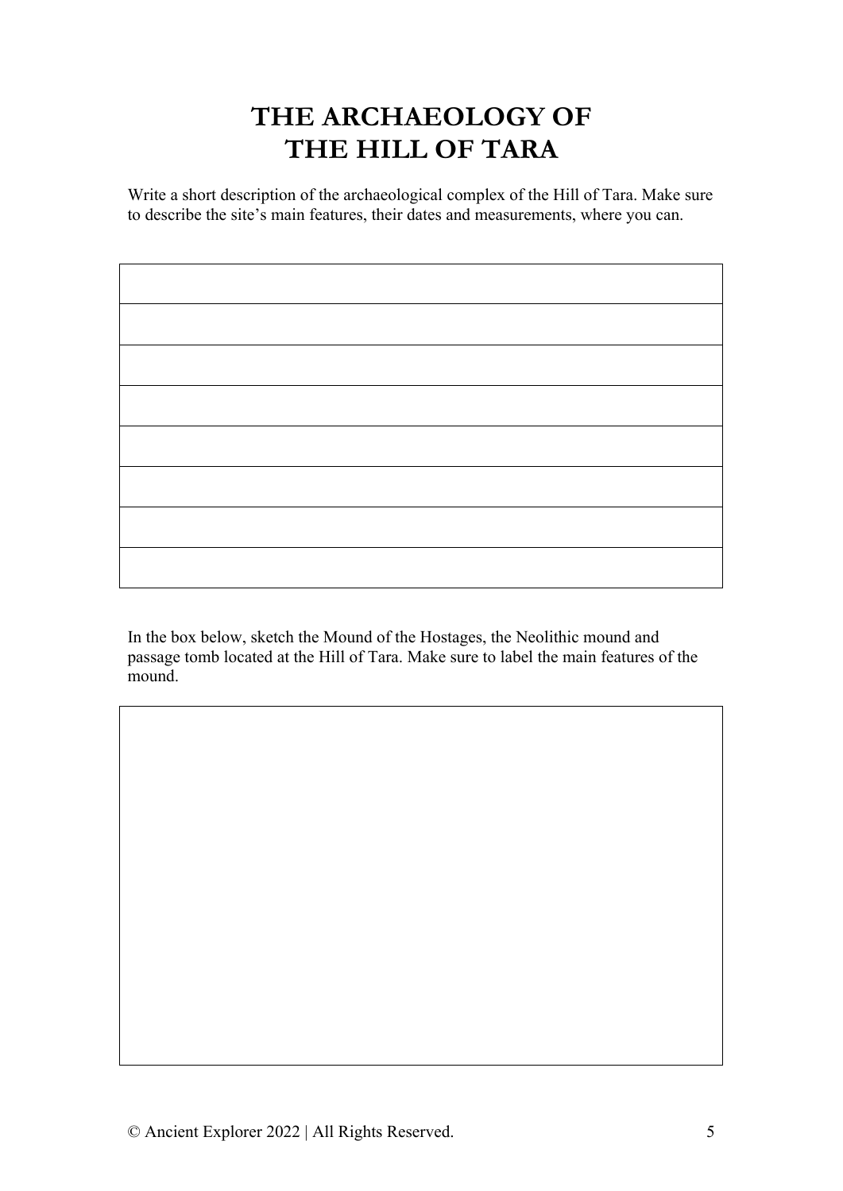# THE ARCHAEOLOGY OF THE HILL OF TARA

Write a short description of the archaeological complex of the Hill of Tara. Make sure to describe the site's main features, their dates and measurements, where you can.

In the box below, sketch the Mound of the Hostages, the Neolithic mound and passage tomb located at the Hill of Tara. Make sure to label the main features of the mound.

© Ancient Explorer 2022 | All Rights Reserved.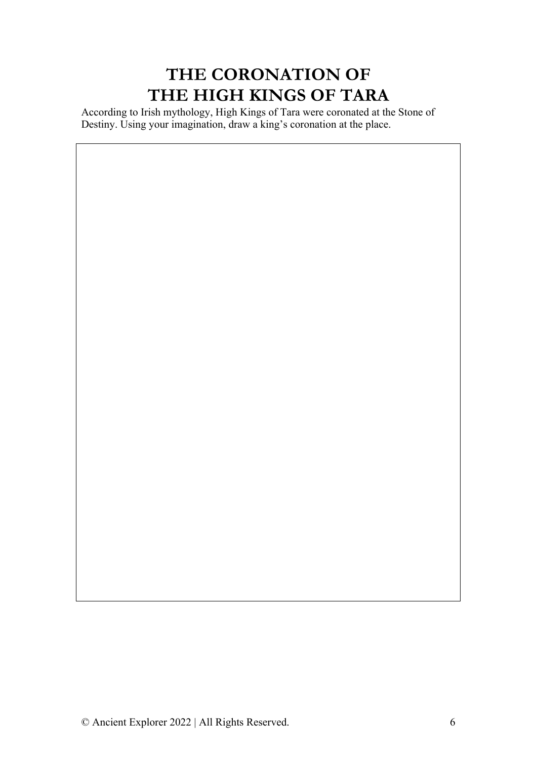# THE CORONATION OF THE HIGH KINGS OF TARA

According to Irish mythology, High Kings of Tara were coronated at the Stone of Destiny. Using your imagination, draw a king's coronation at the place.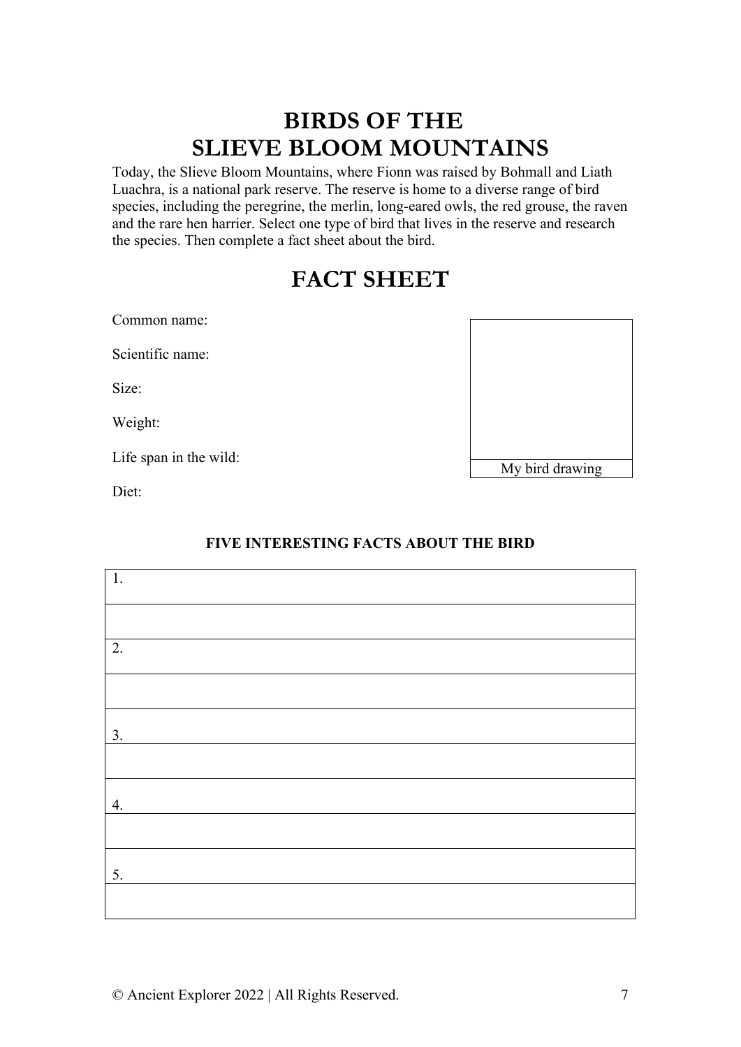# BIRDS OF THE SLIEVE BLOOM MOUNTAINS

Today, the Slieve Bloom Mountains, where Fionn was raised by Bohmall and Liath Luachra, is a national park reserve. The reserve is home to a diverse range of bird species, including the peregrine, the merlin, long-eared owls, the red grouse, the raven and the rare hen harrier. Select one type of bird that lives in the reserve and research the species. Then complete a fact sheet about the bird.

# FACT SHEET

Common name:

Scientific name:

Size:

Weight:

Life span in the wild:

Diet:

My bird drawing

**FIVE INTERESTING FACTS ABOUT THE BIRD**

| |
|---|
| 1. |
| |
| 2. |
| |
| 3. |
| |
| 4. |
| |
| 5. |
| |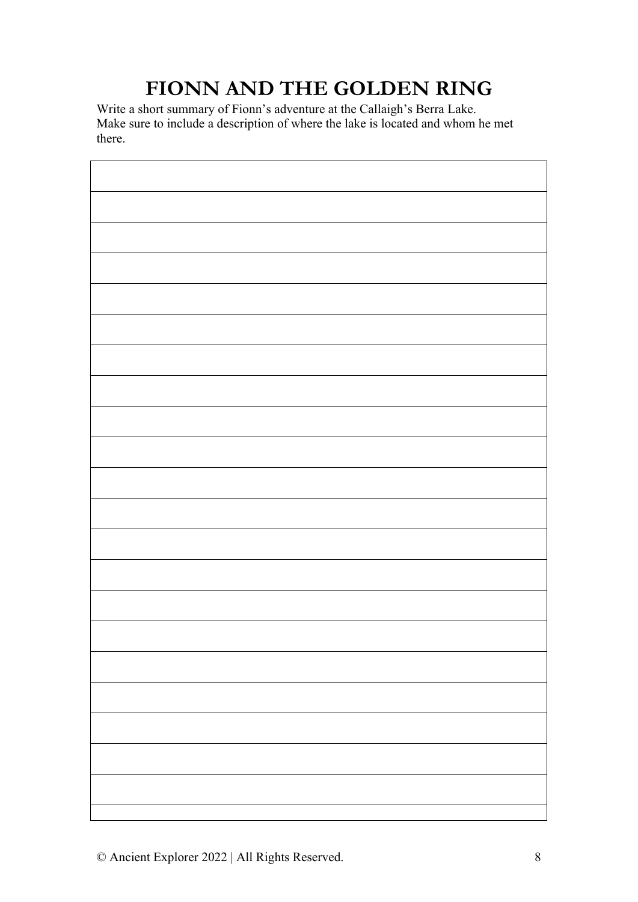# FIONN AND THE GOLDEN RING

Write a short summary of Fionn's adventure at the Callaigh's Berra Lake.
Make sure to include a description of where the lake is located and whom he met there.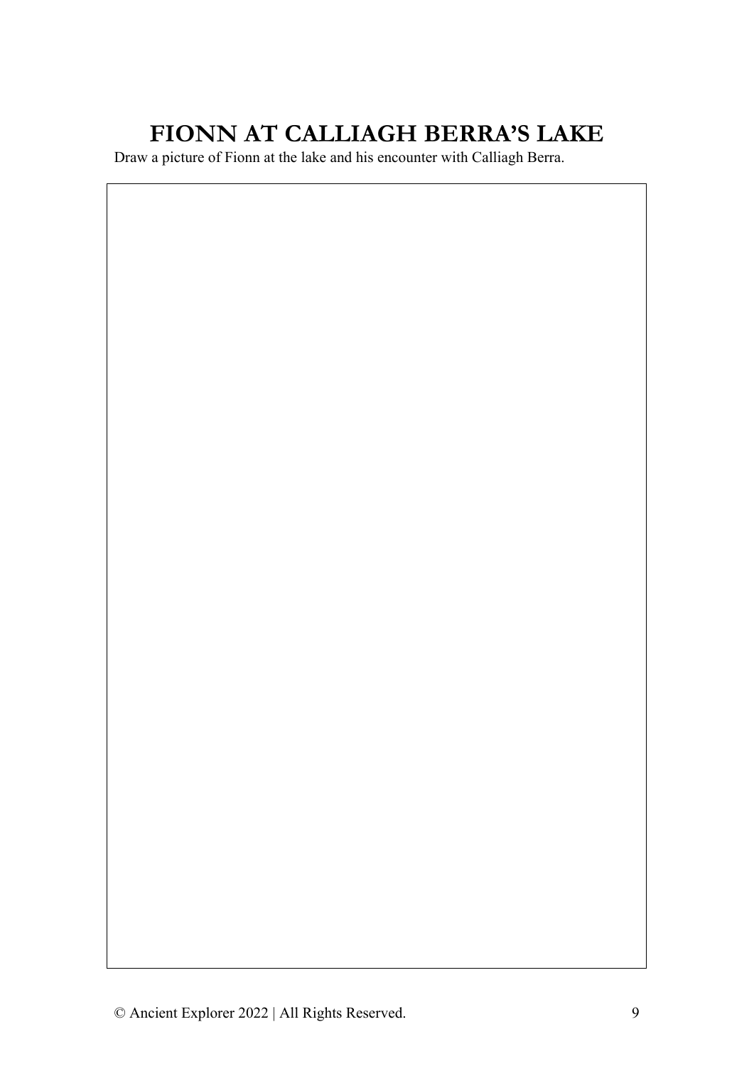# FIONN AT CALLIAGH BERRA'S LAKE

Draw a picture of Fionn at the lake and his encounter with Calliagh Berra.

© Ancient Explorer 2022 | All Rights Reserved.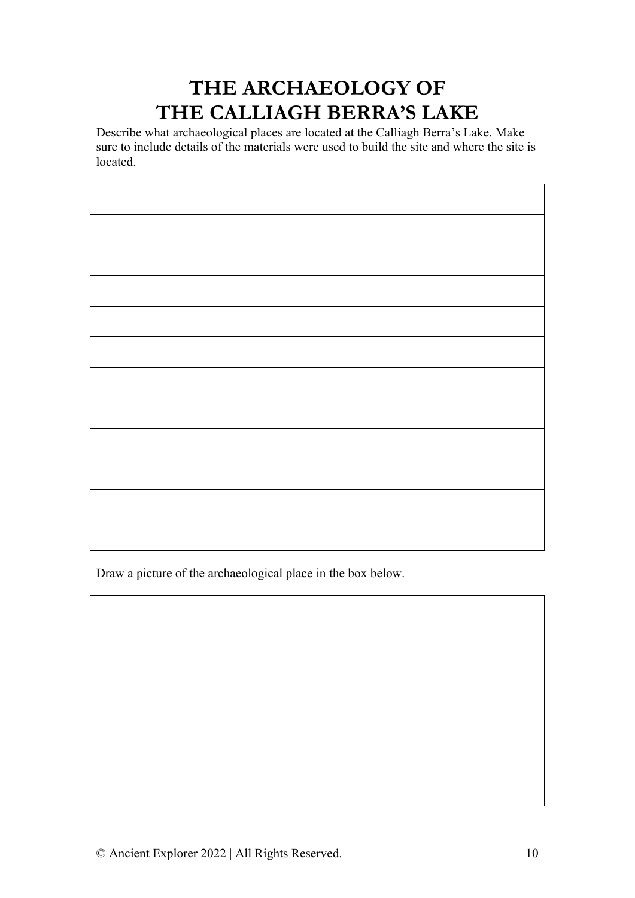# THE ARCHAEOLOGY OF THE CALLIAGH BERRA'S LAKE

Describe what archaeological places are located at the Calliagh Berra's Lake. Make sure to include details of the materials were used to build the site and where the site is located.

Draw a picture of the archaeological place in the box below.

© Ancient Explorer 2022 | All Rights Reserved.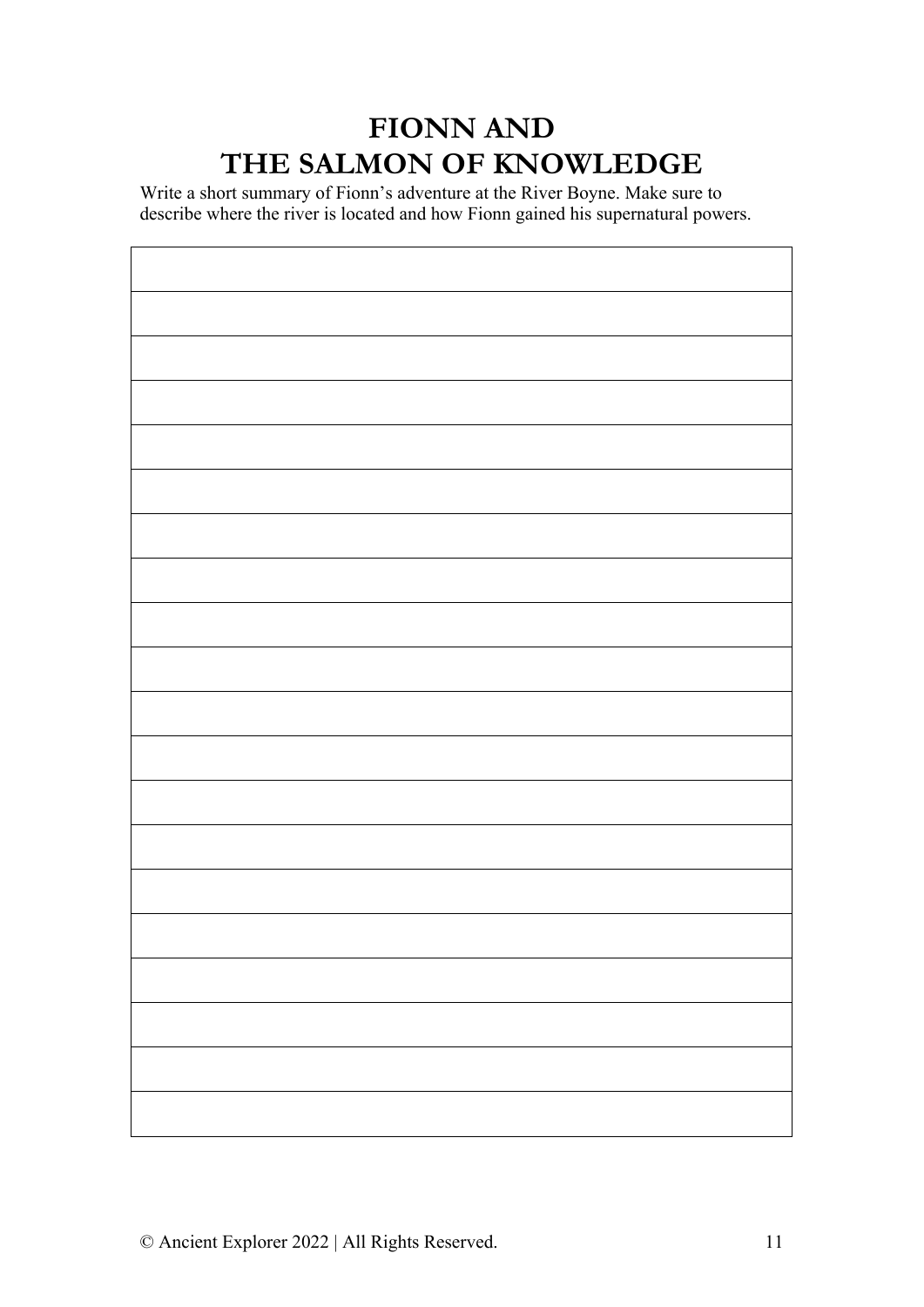# FIONN AND THE SALMON OF KNOWLEDGE

Write a short summary of Fionn's adventure at the River Boyne. Make sure to describe where the river is located and how Fionn gained his supernatural powers.

| |
|---|
| |
| |
| |
| |
| |
| |
| |
| |
| |
| |
| |
| |
| |
| |
| |
| |
| |
| |
| |

© Ancient Explorer 2022 | All Rights Reserved.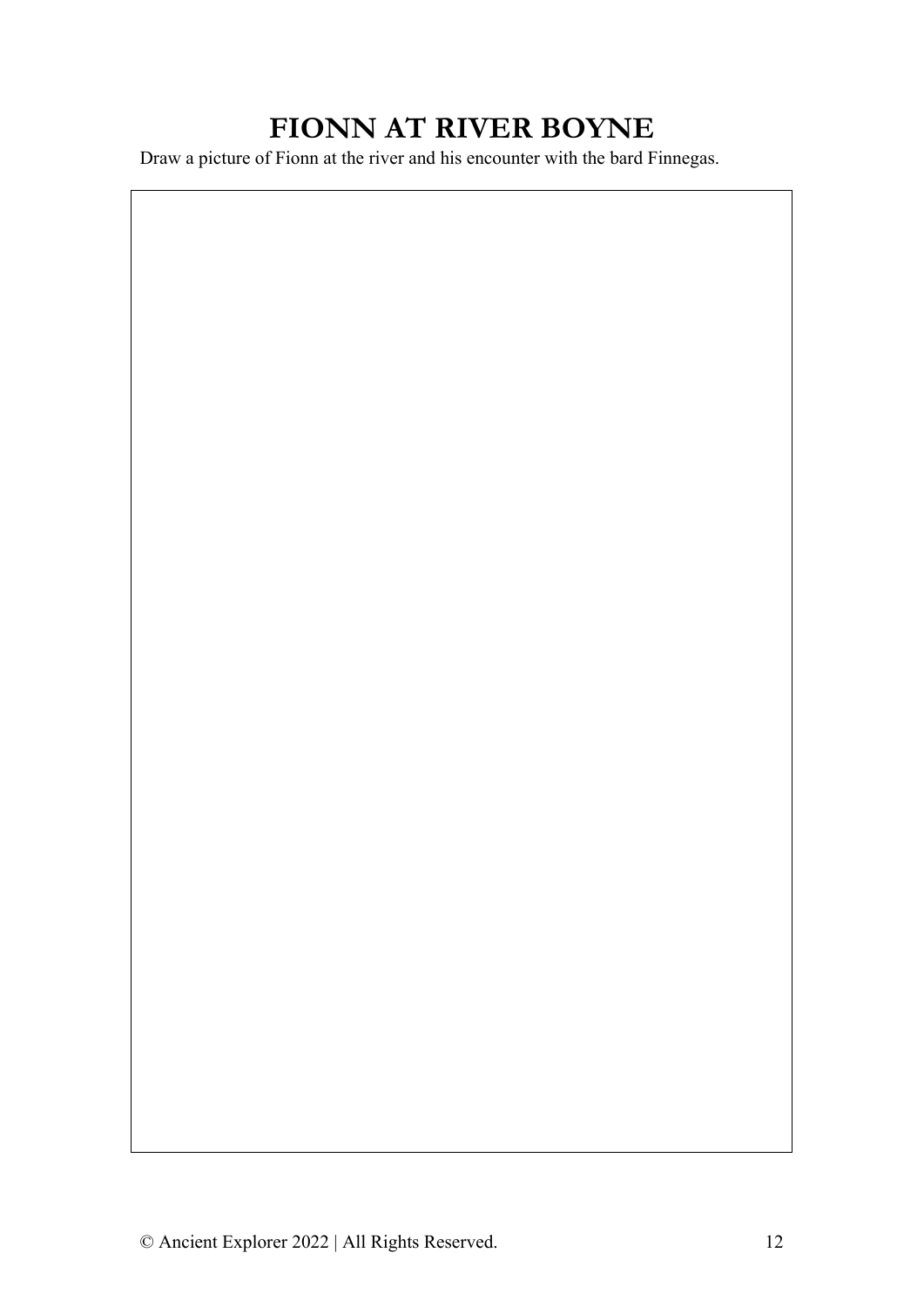# FIONN AT RIVER BOYNE

Draw a picture of Fionn at the river and his encounter with the bard Finnegas.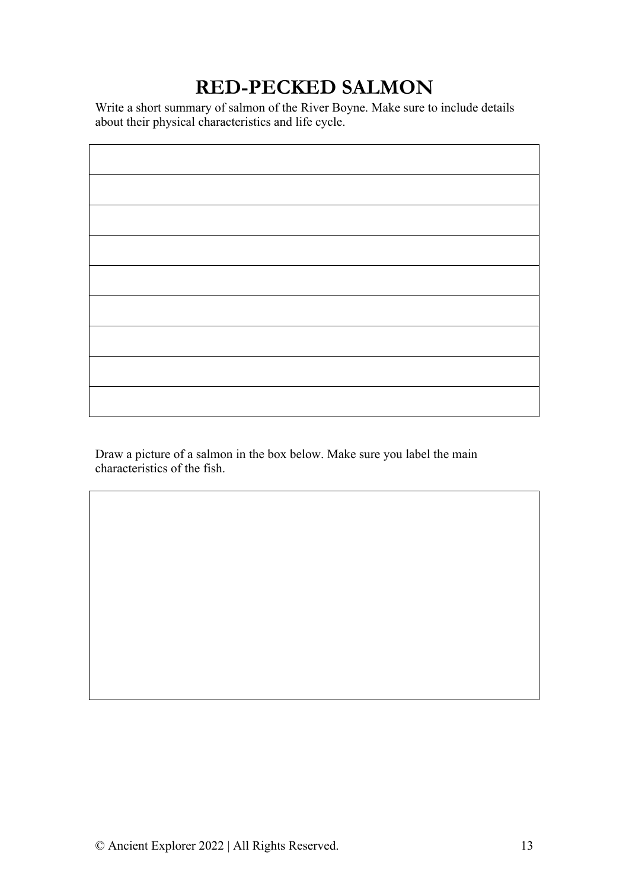# RED-PECKED SALMON

Write a short summary of salmon of the River Boyne. Make sure to include details about their physical characteristics and life cycle.

| |
|---|
| |
| |
| |
| |
| |
| |
| |
| |

Draw a picture of a salmon in the box below. Make sure you label the main characteristics of the fish.

| |
|---|
| |

© Ancient Explorer 2022 | All Rights Reserved.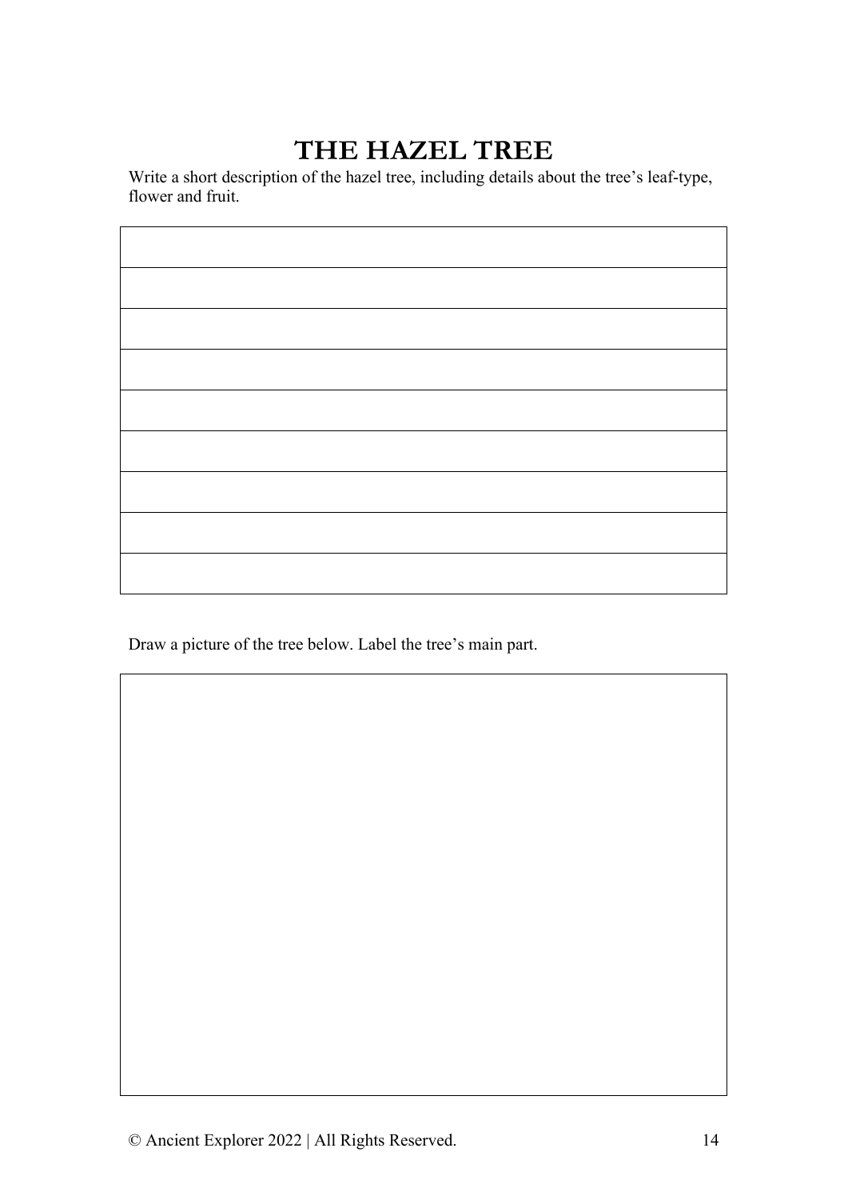# THE HAZEL TREE

Write a short description of the hazel tree, including details about the tree's leaf-type, flower and fruit.

|  |
|---|
|  |
|  |
|  |
|  |
|  |
|  |
|  |
|  |

Draw a picture of the tree below. Label the tree's main part.

© Ancient Explorer 2022 | All Rights Reserved.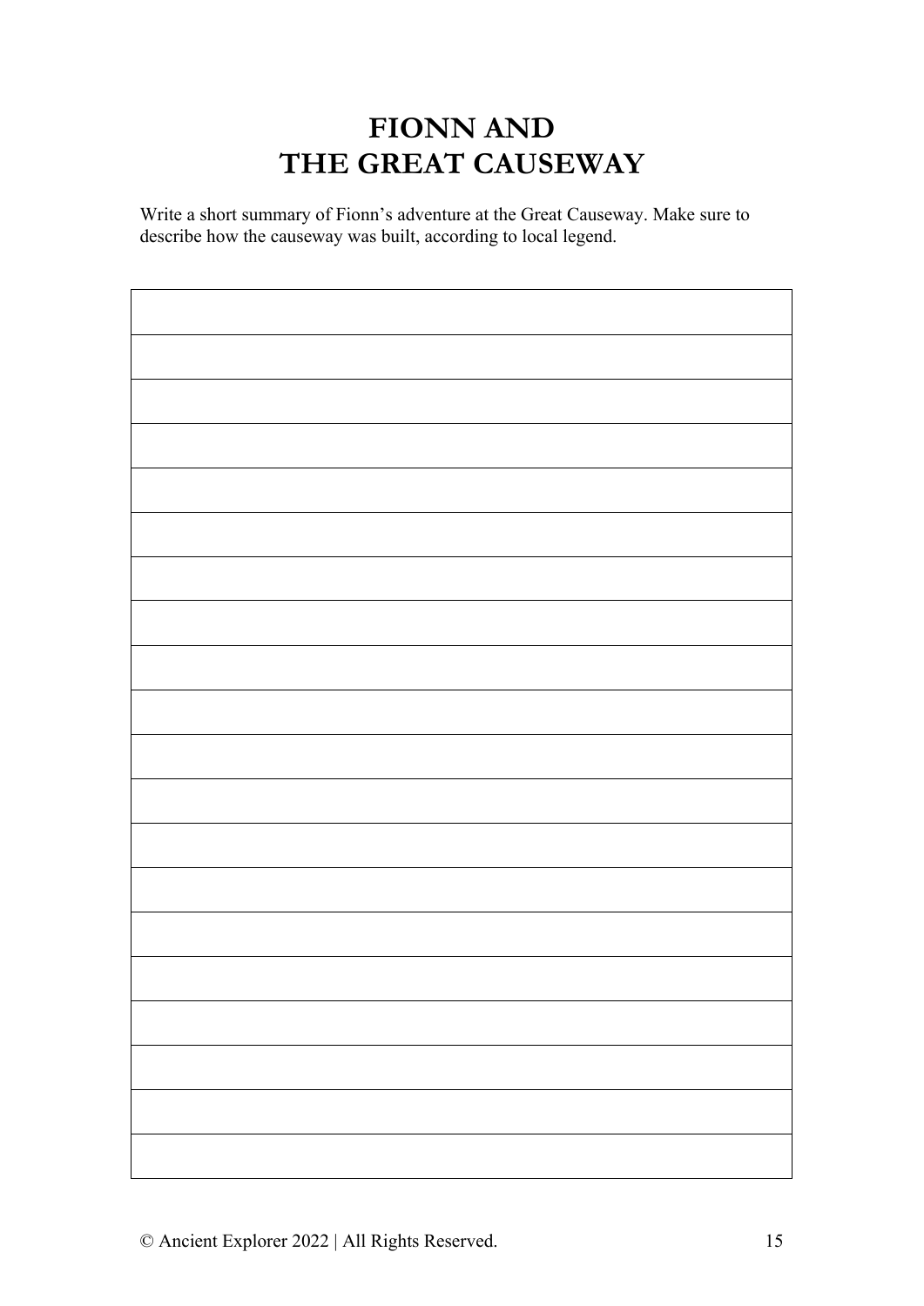# FIONN AND THE GREAT CAUSEWAY

Write a short summary of Fionn's adventure at the Great Causeway. Make sure to describe how the causeway was built, according to local legend.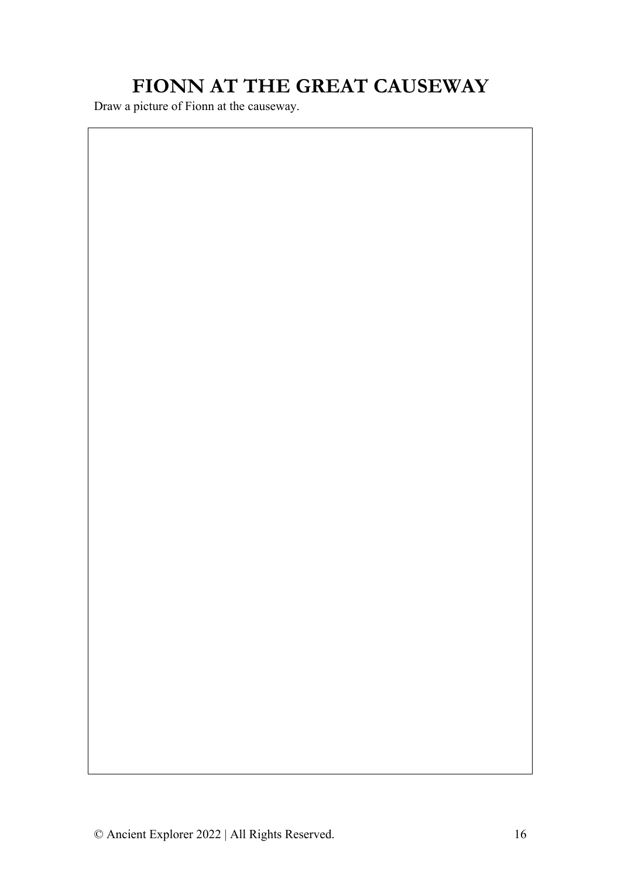# FIONN AT THE GREAT CAUSEWAY

Draw a picture of Fionn at the causeway.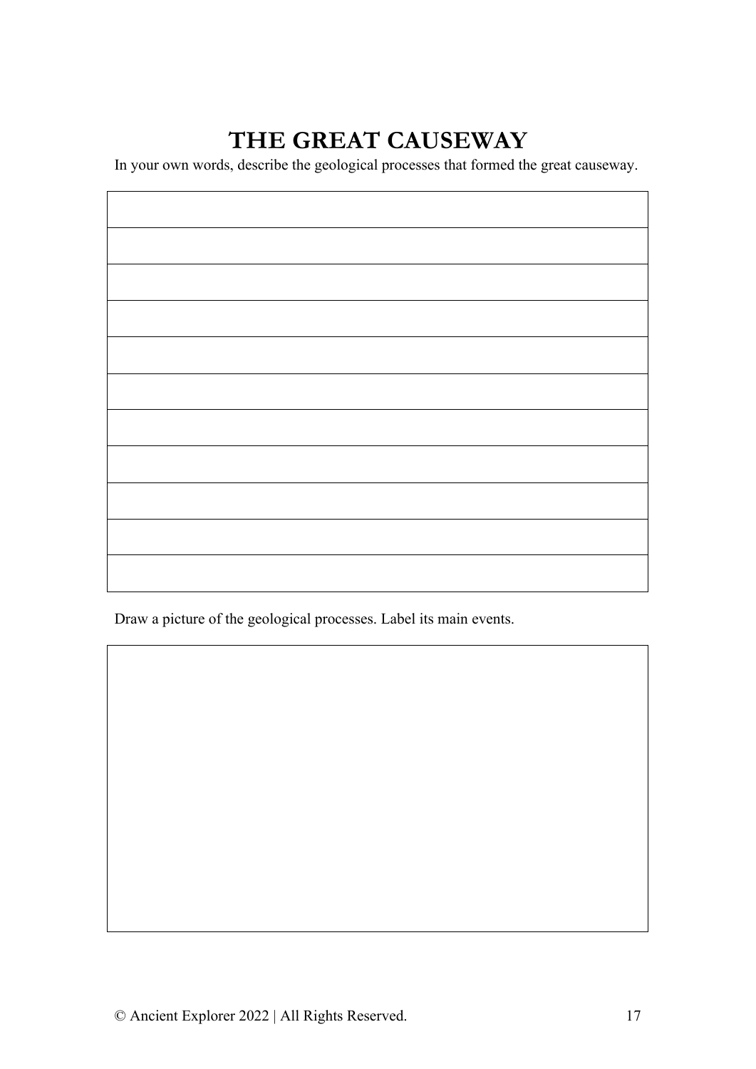# THE GREAT CAUSEWAY

In your own words, describe the geological processes that formed the great causeway.

Draw a picture of the geological processes. Label its main events.

© Ancient Explorer 2022 | All Rights Reserved.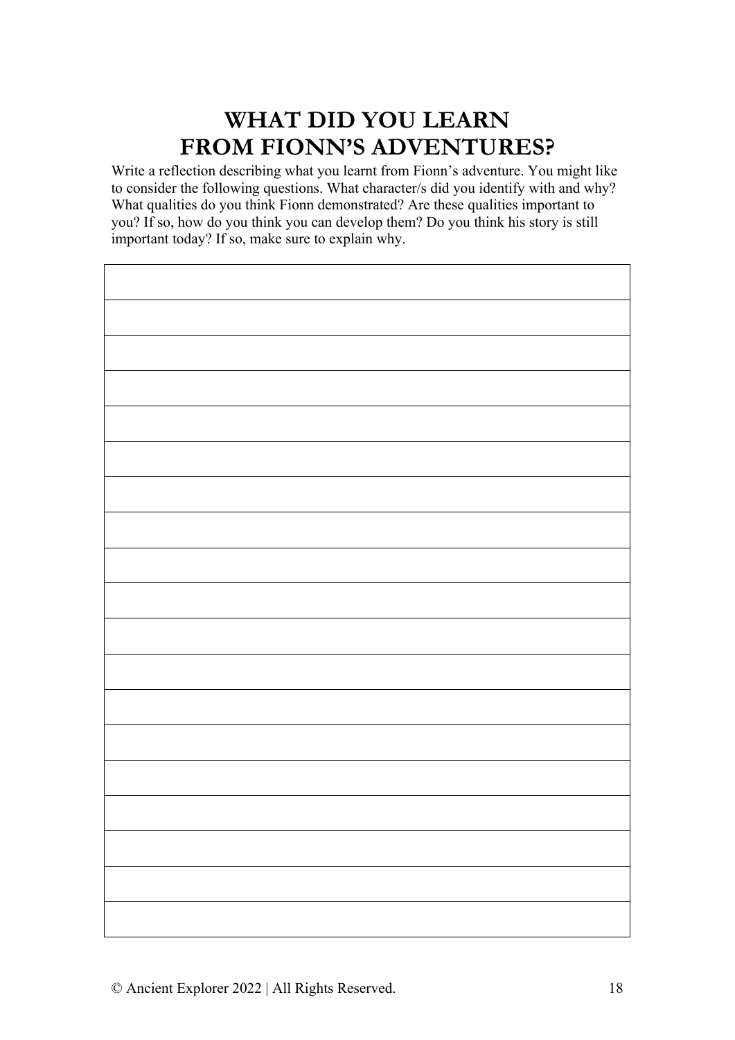# WHAT DID YOU LEARN FROM FIONN'S ADVENTURES?

Write a reflection describing what you learnt from Fionn's adventure. You might like to consider the following questions. What character/s did you identify with and why? What qualities do you think Fionn demonstrated? Are these qualities important to you? If so, how do you think you can develop them? Do you think his story is still important today? If so, make sure to explain why.

© Ancient Explorer 2022 | All Rights Reserved.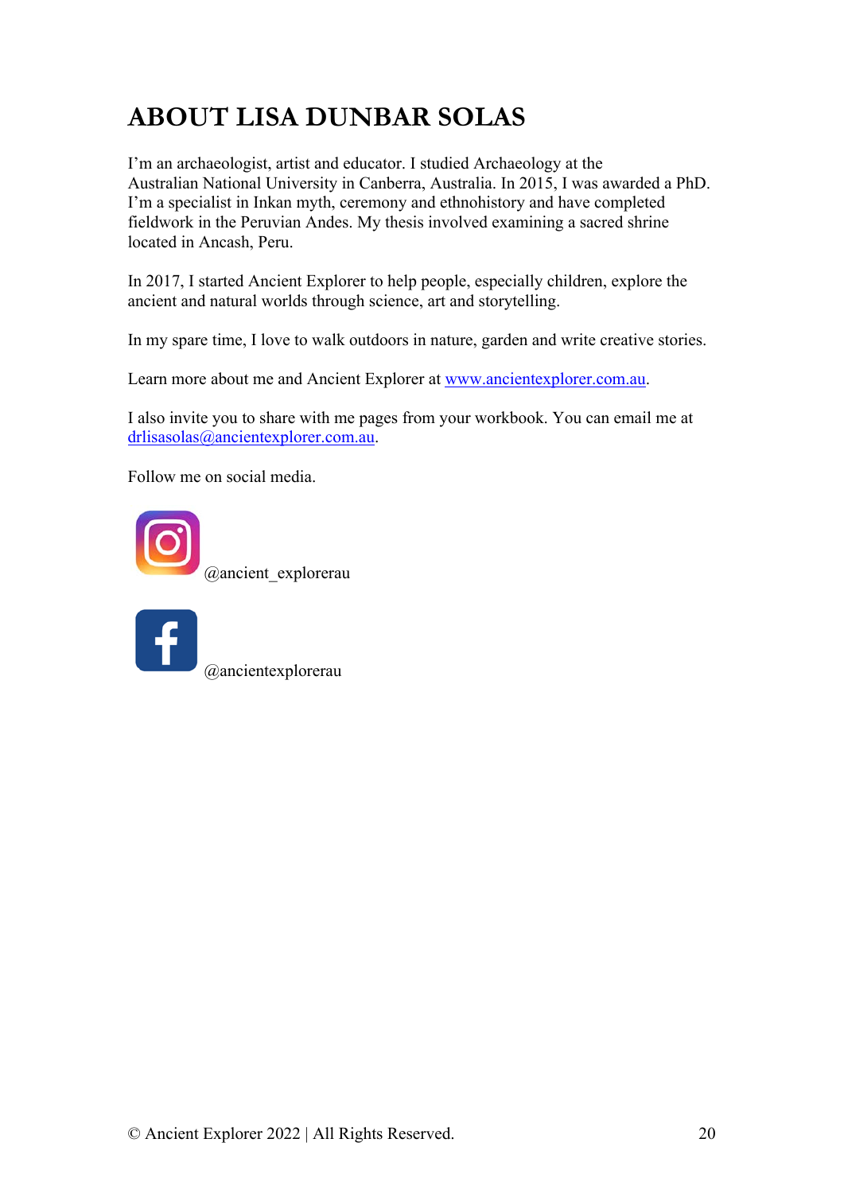# ABOUT LISA DUNBAR SOLAS

I'm an archaeologist, artist and educator. I studied Archaeology at the Australian National University in Canberra, Australia. In 2015, I was awarded a PhD. I'm a specialist in Inkan myth, ceremony and ethnohistory and have completed fieldwork in the Peruvian Andes. My thesis involved examining a sacred shrine located in Ancash, Peru.

In 2017, I started Ancient Explorer to help people, especially children, explore the ancient and natural worlds through science, art and storytelling.

In my spare time, I love to walk outdoors in nature, garden and write creative stories.

Learn more about me and Ancient Explorer at www.ancientexplorer.com.au.

I also invite you to share with me pages from your workbook. You can email me at drlisasolas@ancientexplorer.com.au.

Follow me on social media.

@ancient_explorerau

@ancientexplorerau

© Ancient Explorer 2022 | All Rights Reserved.